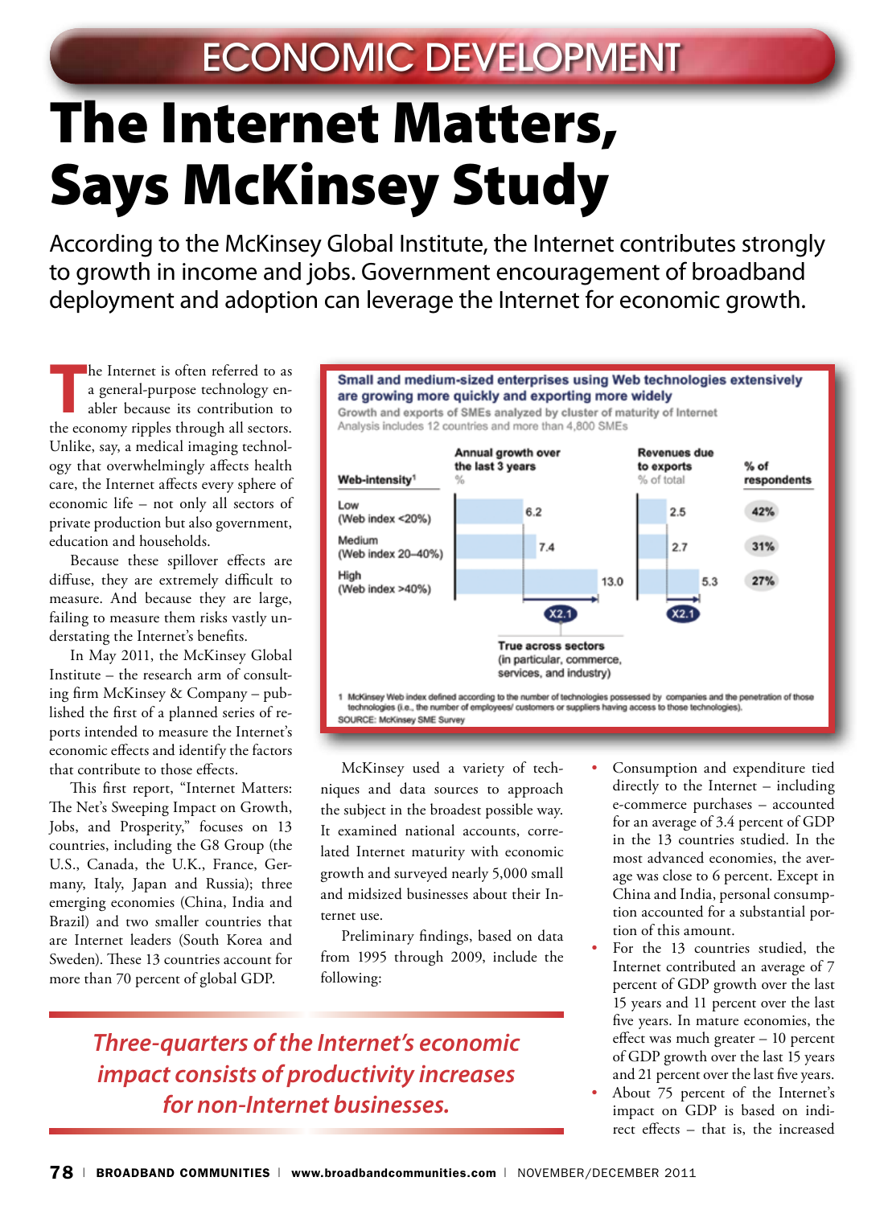ECONOMIC DEVELOPMENT

# The Internet Matters, Says McKinsey Study

According to the McKinsey Global Institute, the Internet contributes strongly to growth in income and jobs. Government encouragement of broadband deployment and adoption can leverage the Internet for economic growth.

The Internet is often referred to as a general-purpose technology enabler because its contribution to the economy ripples through all sectors. Unlike, say, a medical imaging technology that overwhelmingly affects health care, the Internet affects every sphere of economic life – not only all sectors of private production but also government, education and households.

Because these spillover effects are diffuse, they are extremely difficult to measure. And because they are large, failing to measure them risks vastly understating the Internet's benefits.

In May 2011, the McKinsey Global Institute – the research arm of consulting firm McKinsey & Company – published the first of a planned series of reports intended to measure the Internet's economic effects and identify the factors that contribute to those effects.

This first report, "Internet Matters: The Net's Sweeping Impact on Growth, Jobs, and Prosperity," focuses on 13 countries, including the G8 Group (the U.S., Canada, the U.K., France, Germany, Italy, Japan and Russia); three emerging economies (China, India and Brazil) and two smaller countries that are Internet leaders (South Korea and Sweden). These 13 countries account for more than 70 percent of global GDP.

**Small and medium-sized enterprises using Web technologies extensively are growing more quickly and exporting more widely**

Growth and exports of SMEs analyzed by cluster of maturity of Internet

Analysis includes 12 countries and more than 4,800 SMEs

Web-intensity[1]

Annual growth over the last 3 years %

Revenues due to exports % of total

% of respondents

Low (Web index <20%)
6.2
2.5
42%

Medium (Web index 20–40%)
7.4
2.7
31%

High (Web index >40%)
13.0
5.3
27%

X2.1
X2.1

True across sectors (in particular, commerce, services, and industry)

1 McKinsey Web index defined according to the number of technologies possessed by companies and the penetration of those technologies (i.e., the number of employees/ customers or suppliers having access to those technologies).

SOURCE: McKinsey SME Survey

McKinsey used a variety of techniques and data sources to approach the subject in the broadest possible way. It examined national accounts, correlated Internet maturity with economic growth and surveyed nearly 5,000 small and midsized businesses about their Internet use.

Preliminary findings, based on data from 1995 through 2009, include the following:

*Three-quarters of the Internet's economic impact consists of productivity increases for non-Internet businesses.*

- Consumption and expenditure tied directly to the Internet – including e-commerce purchases – accounted for an average of 3.4 percent of GDP in the 13 countries studied. In the most advanced economies, the average was close to 6 percent. Except in China and India, personal consumption accounted for a substantial portion of this amount.
- For the 13 countries studied, the Internet contributed an average of 7 percent of GDP growth over the last 15 years and 11 percent over the last five years. In mature economies, the effect was much greater – 10 percent of GDP growth over the last 15 years and 21 percent over the last five years.
- About 75 percent of the Internet's impact on GDP is based on indirect effects – that is, the increased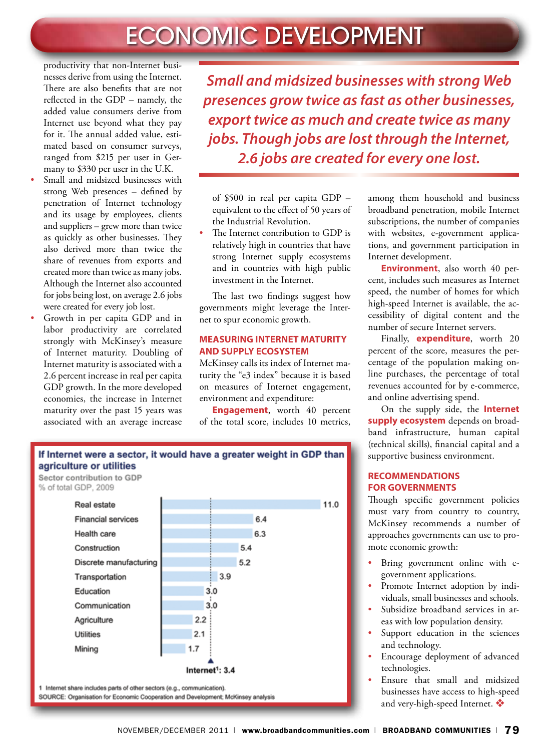## ECONOMIC DEVELOPMENT

productivity that non-Internet businesses derive from using the Internet. There are also benefits that are not reflected in the GDP – namely, the added value consumers derive from Internet use beyond what they pay for it. The annual added value, estimated based on consumer surveys, ranged from $215 per user in Germany to $330 per user in the U.K.

- Small and midsized businesses with strong Web presences – defined by penetration of Internet technology and its usage by employees, clients and suppliers – grew more than twice as quickly as other businesses. They also derived more than twice the share of revenues from exports and created more than twice as many jobs. Although the Internet also accounted for jobs being lost, on average 2.6 jobs were created for every job lost.
- Growth in per capita GDP and in labor productivity are correlated strongly with McKinsey's measure of Internet maturity. Doubling of Internet maturity is associated with a 2.6 percent increase in real per capita GDP growth. In the more developed economies, the increase in Internet maturity over the past 15 years was associated with an average increase of $500 in real per capita GDP – equivalent to the effect of 50 years of the Industrial Revolution.
- The Internet contribution to GDP is relatively high in countries that have strong Internet supply ecosystems and in countries with high public investment in the Internet.

*Small and midsized businesses with strong Web presences grow twice as fast as other businesses, export twice as much and create twice as many jobs. Though jobs are lost through the Internet, 2.6 jobs are created for every one lost.*

The last two findings suggest how governments might leverage the Internet to spur economic growth.

### MEASURING INTERNET MATURITY AND SUPPLY ECOSYSTEM

McKinsey calls its index of Internet maturity the "e3 index" because it is based on measures of Internet engagement, environment and expenditure:

**Engagement**, worth 40 percent of the total score, includes 10 metrics, among them household and business broadband penetration, mobile Internet subscriptions, the number of companies with websites, e-government applications, and government participation in Internet development.

**Environment**, also worth 40 percent, includes such measures as Internet speed, the number of homes for which high-speed Internet is available, the accessibility of digital content and the number of secure Internet servers.

Finally, **expenditure**, worth 20 percent of the score, measures the percentage of the population making online purchases, the percentage of total revenues accounted for by e-commerce, and online advertising spend.

On the supply side, the **Internet supply ecosystem** depends on broadband infrastructure, human capital (technical skills), financial capital and a supportive business environment.

**If Internet were a sector, it would have a greater weight in GDP than agriculture or utilities**

Sector contribution to GDP
% of total GDP, 2009

Real estate 11.0
Financial services 6.4
Health care 6.3
Construction 5.4
Discrete manufacturing 5.2
Transportation 3.9
Education 3.0
Communication 3.0
Agriculture 2.2
Utilities 2.1
Mining 1.7

Internet[1]: 3.4

1 Internet share includes parts of other sectors (e.g., communication).
SOURCE: Organisation for Economic Cooperation and Development; McKinsey analysis

### RECOMMENDATIONS FOR GOVERNMENTS

Though specific government policies must vary from country to country, McKinsey recommends a number of approaches governments can use to promote economic growth:

- Bring government online with e-government applications.
- Promote Internet adoption by individuals, small businesses and schools.
- Subsidize broadband services in areas with low population density.
- Support education in the sciences and technology.
- Encourage deployment of advanced technologies.
- Ensure that small and midsized businesses have access to high-speed and very-high-speed Internet. ❖